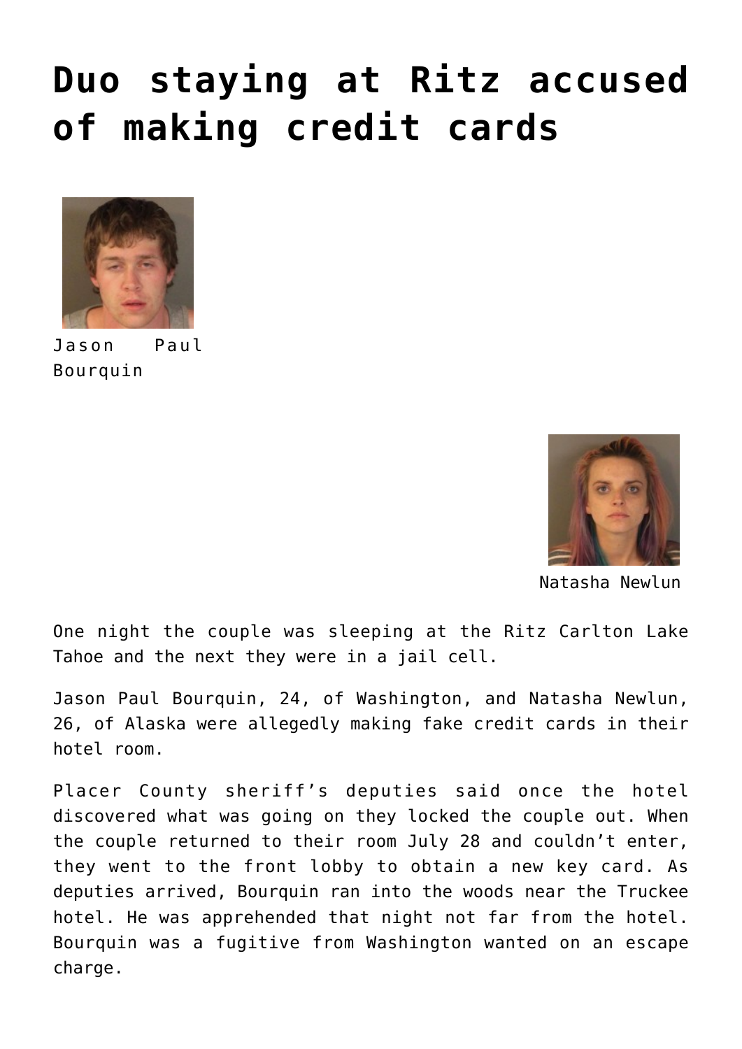# Duo staying at Ritz accused of making credit cards

Jason Paul Bourquin

Natasha Newlun

One night the couple was sleeping at the Ritz Carlton Lake Tahoe and the next they were in a jail cell.

Jason Paul Bourquin, 24, of Washington, and Natasha Newlun, 26, of Alaska were allegedly making fake credit cards in their hotel room.

Placer County sheriff's deputies said once the hotel discovered what was going on they locked the couple out. When the couple returned to their room July 28 and couldn't enter, they went to the front lobby to obtain a new key card. As deputies arrived, Bourquin ran into the woods near the Truckee hotel. He was apprehended that night not far from the hotel. Bourquin was a fugitive from Washington wanted on an escape charge.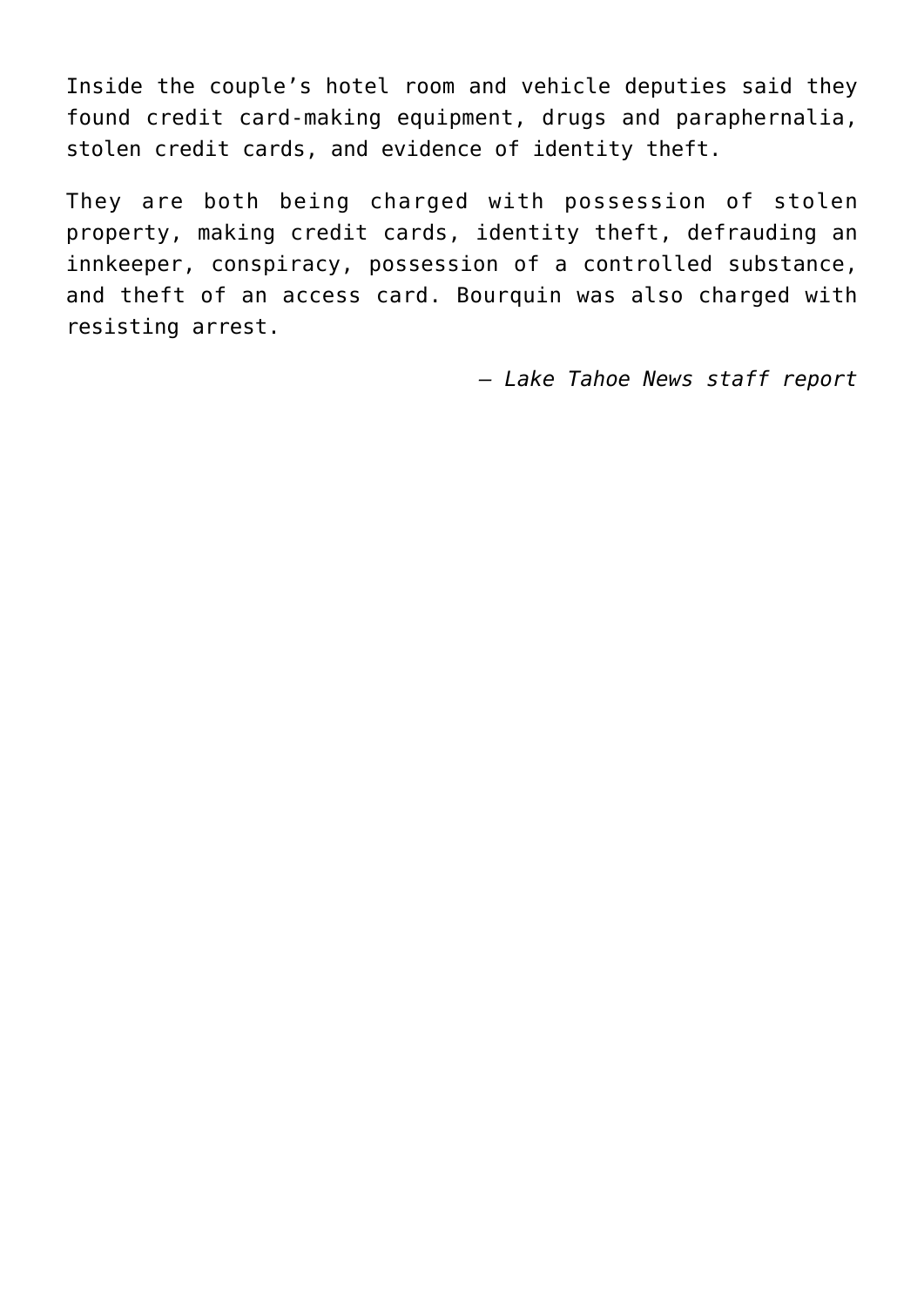Inside the couple's hotel room and vehicle deputies said they found credit card-making equipment, drugs and paraphernalia, stolen credit cards, and evidence of identity theft.

They are both being charged with possession of stolen property, making credit cards, identity theft, defrauding an innkeeper, conspiracy, possession of a controlled substance, and theft of an access card. Bourquin was also charged with resisting arrest.

*— Lake Tahoe News staff report*